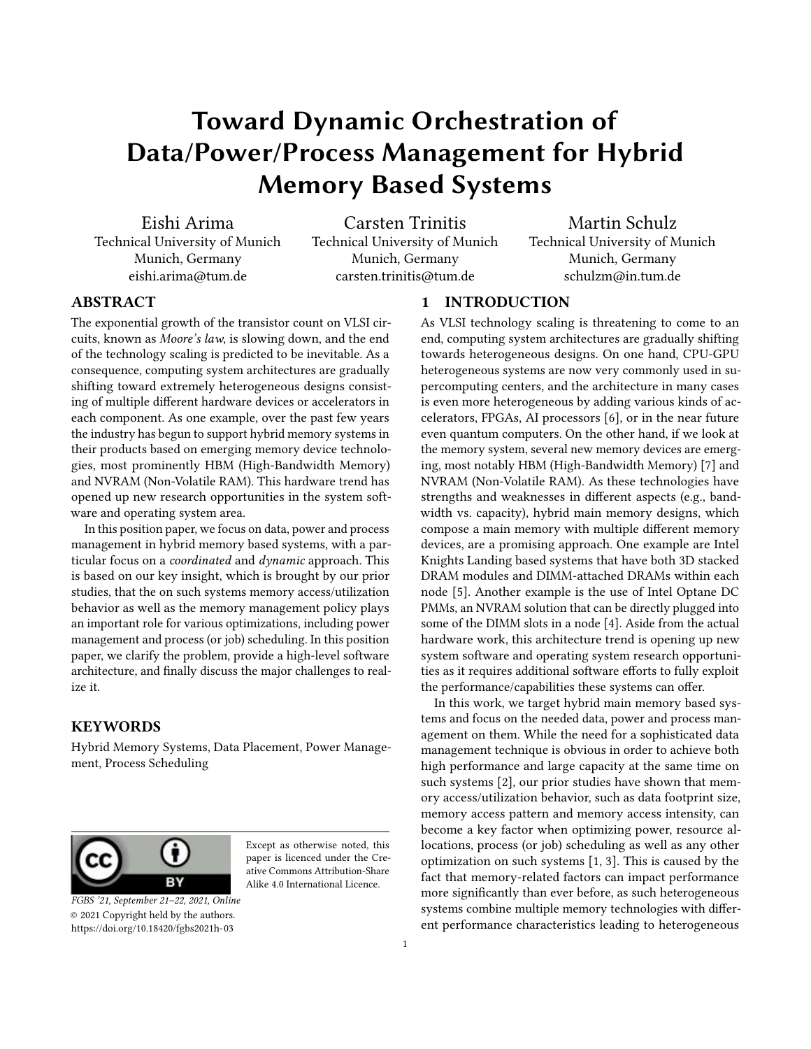# Toward Dynamic Orchestration of Data/Power/Process Management for Hybrid Memory Based Systems

Eishi Arima
Technical University of Munich
Munich, Germany
eishi.arima@tum.de

Carsten Trinitis
Technical University of Munich
Munich, Germany
carsten.trinitis@tum.de

Martin Schulz
Technical University of Munich
Munich, Germany
schulzm@in.tum.de

## ABSTRACT

The exponential growth of the transistor count on VLSI circuits, known as *Moore's law*, is slowing down, and the end of the technology scaling is predicted to be inevitable. As a consequence, computing system architectures are gradually shifting toward extremely heterogeneous designs consisting of multiple different hardware devices or accelerators in each component. As one example, over the past few years the industry has begun to support hybrid memory systems in their products based on emerging memory device technologies, most prominently HBM (High-Bandwidth Memory) and NVRAM (Non-Volatile RAM). This hardware trend has opened up new research opportunities in the system software and operating system area.

In this position paper, we focus on data, power and process management in hybrid memory based systems, with a particular focus on a *coordinated* and *dynamic* approach. This is based on our key insight, which is brought by our prior studies, that the on such systems memory access/utilization behavior as well as the memory management policy plays an important role for various optimizations, including power management and process (or job) scheduling. In this position paper, we clarify the problem, provide a high-level software architecture, and finally discuss the major challenges to realize it.

## KEYWORDS

Hybrid Memory Systems, Data Placement, Power Management, Process Scheduling

Except as otherwise noted, this paper is licenced under the Creative Commons Attribution-Share Alike 4.0 International Licence.

*FGBS '21, September 21–22, 2021, Online*
© 2021 Copyright held by the authors.
https://doi.org/10.18420/fgbs2021h-03

## 1 INTRODUCTION

As VLSI technology scaling is threatening to come to an end, computing system architectures are gradually shifting towards heterogeneous designs. On one hand, CPU-GPU heterogeneous systems are now very commonly used in supercomputing centers, and the architecture in many cases is even more heterogeneous by adding various kinds of accelerators, FPGAs, AI processors [6], or in the near future even quantum computers. On the other hand, if we look at the memory system, several new memory devices are emerging, most notably HBM (High-Bandwidth Memory) [7] and NVRAM (Non-Volatile RAM). As these technologies have strengths and weaknesses in different aspects (e.g., bandwidth vs. capacity), hybrid main memory designs, which compose a main memory with multiple different memory devices, are a promising approach. One example are Intel Knights Landing based systems that have both 3D stacked DRAM modules and DIMM-attached DRAMs within each node [5]. Another example is the use of Intel Optane DC PMMs, an NVRAM solution that can be directly plugged into some of the DIMM slots in a node [4]. Aside from the actual hardware work, this architecture trend is opening up new system software and operating system research opportunities as it requires additional software efforts to fully exploit the performance/capabilities these systems can offer.

In this work, we target hybrid main memory based systems and focus on the needed data, power and process management on them. While the need for a sophisticated data management technique is obvious in order to achieve both high performance and large capacity at the same time on such systems [2], our prior studies have shown that memory access/utilization behavior, such as data footprint size, memory access pattern and memory access intensity, can become a key factor when optimizing power, resource allocations, process (or job) scheduling as well as any other optimization on such systems [1, 3]. This is caused by the fact that memory-related factors can impact performance more significantly than ever before, as such heterogeneous systems combine multiple memory technologies with different performance characteristics leading to heterogeneous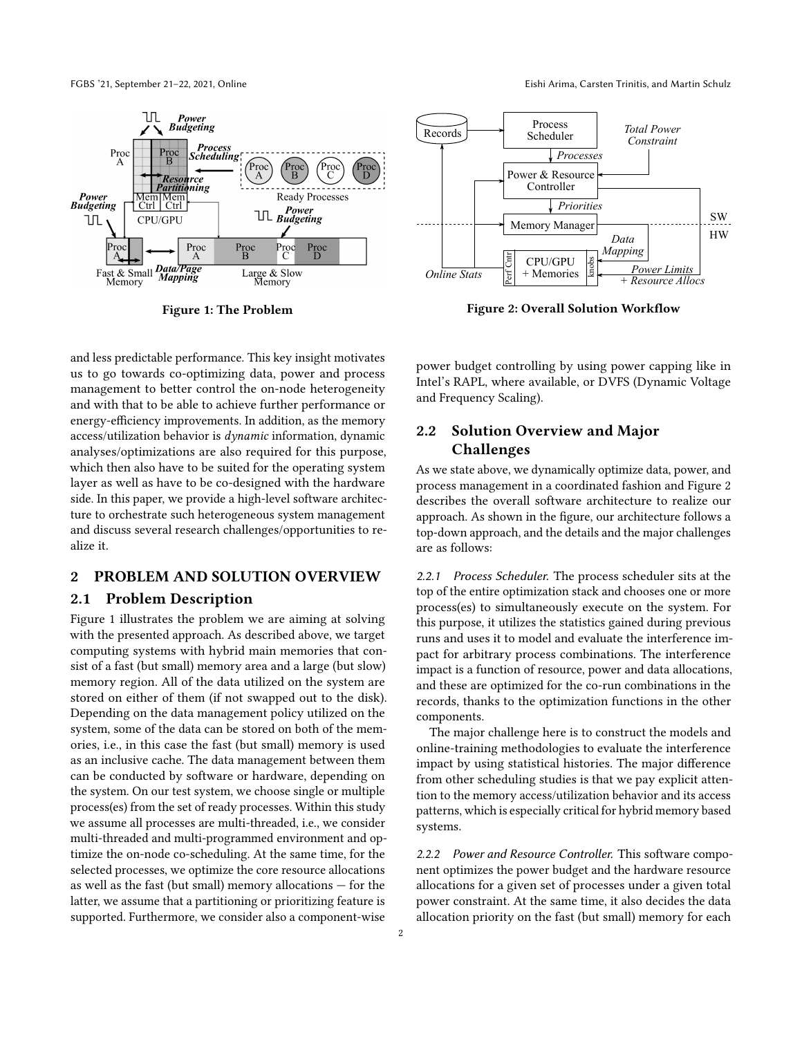Figure 1: The Problem

Figure 2: Overall Solution Workflow

and less predictable performance. This key insight motivates us to go towards co-optimizing data, power and process management to better control the on-node heterogeneity and with that to be able to achieve further performance or energy-efficiency improvements. In addition, as the memory access/utilization behavior is *dynamic* information, dynamic analyses/optimizations are also required for this purpose, which then also have to be suited for the operating system layer as well as have to be co-designed with the hardware side. In this paper, we provide a high-level software architecture to orchestrate such heterogeneous system management and discuss several research challenges/opportunities to realize it.

## 2 PROBLEM AND SOLUTION OVERVIEW

### 2.1 Problem Description

Figure 1 illustrates the problem we are aiming at solving with the presented approach. As described above, we target computing systems with hybrid main memories that consist of a fast (but small) memory area and a large (but slow) memory region. All of the data utilized on the system are stored on either of them (if not swapped out to the disk). Depending on the data management policy utilized on the system, some of the data can be stored on both of the memories, i.e., in this case the fast (but small) memory is used as an inclusive cache. The data management between them can be conducted by software or hardware, depending on the system. On our test system, we choose single or multiple process(es) from the set of ready processes. Within this study we assume all processes are multi-threaded, i.e., we consider multi-threaded and multi-programmed environment and optimize the on-node co-scheduling. At the same time, for the selected processes, we optimize the core resource allocations as well as the fast (but small) memory allocations — for the latter, we assume that a partitioning or prioritizing feature is supported. Furthermore, we consider also a component-wise power budget controlling by using power capping like in Intel's RAPL, where available, or DVFS (Dynamic Voltage and Frequency Scaling).

### 2.2 Solution Overview and Major Challenges

As we state above, we dynamically optimize data, power, and process management in a coordinated fashion and Figure 2 describes the overall software architecture to realize our approach. As shown in the figure, our architecture follows a top-down approach, and the details and the major challenges are as follows:

*2.2.1 Process Scheduler.* The process scheduler sits at the top of the entire optimization stack and chooses one or more process(es) to simultaneously execute on the system. For this purpose, it utilizes the statistics gained during previous runs and uses it to model and evaluate the interference impact for arbitrary process combinations. The interference impact is a function of resource, power and data allocations, and these are optimized for the co-run combinations in the records, thanks to the optimization functions in the other components.

The major challenge here is to construct the models and online-training methodologies to evaluate the interference impact by using statistical histories. The major difference from other scheduling studies is that we pay explicit attention to the memory access/utilization behavior and its access patterns, which is especially critical for hybrid memory based systems.

*2.2.2 Power and Resource Controller.* This software component optimizes the power budget and the hardware resource allocations for a given set of processes under a given total power constraint. At the same time, it also decides the data allocation priority on the fast (but small) memory for each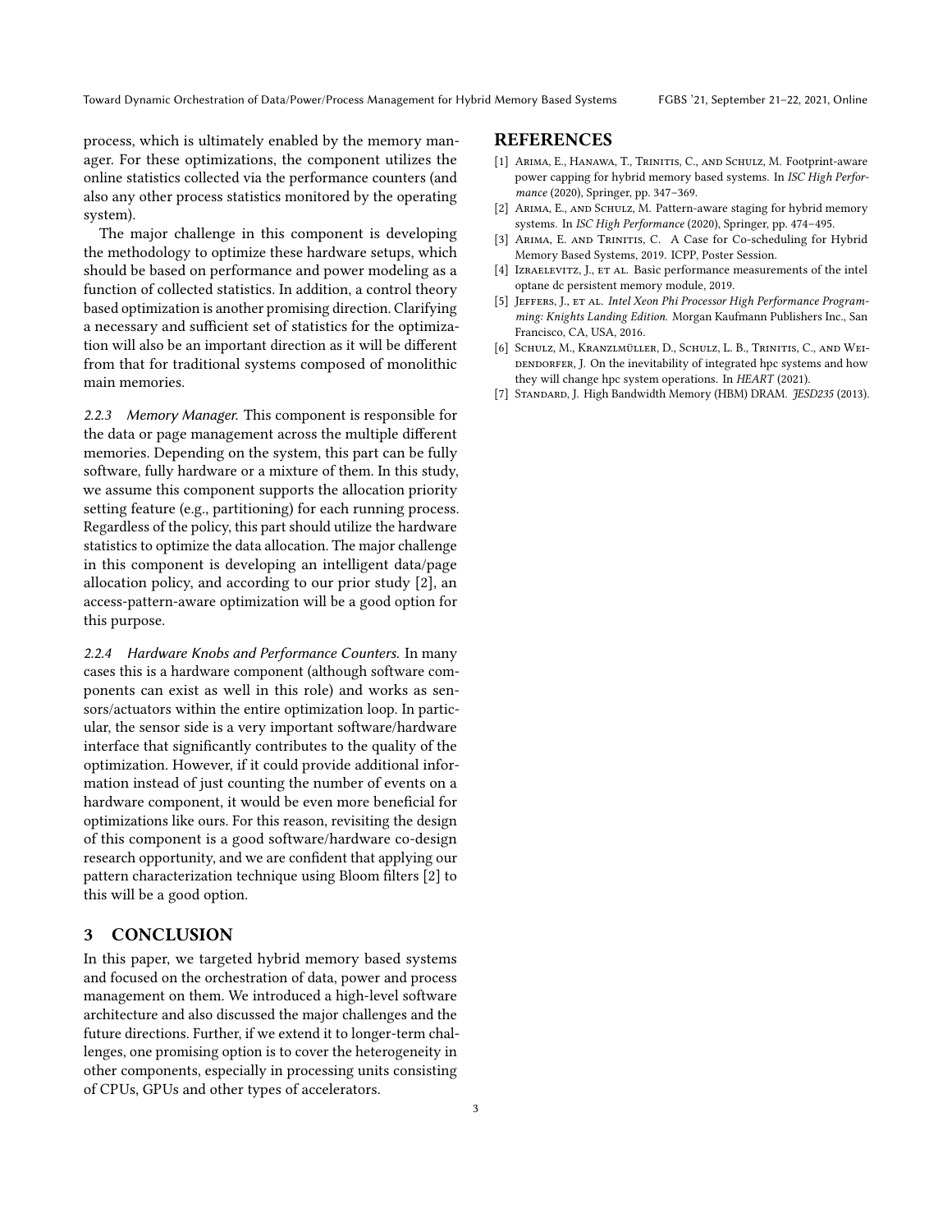process, which is ultimately enabled by the memory manager. For these optimizations, the component utilizes the online statistics collected via the performance counters (and also any other process statistics monitored by the operating system).

The major challenge in this component is developing the methodology to optimize these hardware setups, which should be based on performance and power modeling as a function of collected statistics. In addition, a control theory based optimization is another promising direction. Clarifying a necessary and sufficient set of statistics for the optimization will also be an important direction as it will be different from that for traditional systems composed of monolithic main memories.

#### 2.2.3 Memory Manager.

This component is responsible for the data or page management across the multiple different memories. Depending on the system, this part can be fully software, fully hardware or a mixture of them. In this study, we assume this component supports the allocation priority setting feature (e.g., partitioning) for each running process. Regardless of the policy, this part should utilize the hardware statistics to optimize the data allocation. The major challenge in this component is developing an intelligent data/page allocation policy, and according to our prior study [2], an access-pattern-aware optimization will be a good option for this purpose.

#### 2.2.4 Hardware Knobs and Performance Counters.

In many cases this is a hardware component (although software components can exist as well in this role) and works as sensors/actuators within the entire optimization loop. In particular, the sensor side is a very important software/hardware interface that significantly contributes to the quality of the optimization. However, if it could provide additional information instead of just counting the number of events on a hardware component, it would be even more beneficial for optimizations like ours. For this reason, revisiting the design of this component is a good software/hardware co-design research opportunity, and we are confident that applying our pattern characterization technique using Bloom filters [2] to this will be a good option.

## 3 CONCLUSION

In this paper, we targeted hybrid memory based systems and focused on the orchestration of data, power and process management on them. We introduced a high-level software architecture and also discussed the major challenges and the future directions. Further, if we extend it to longer-term challenges, one promising option is to cover the heterogeneity in other components, especially in processing units consisting of CPUs, GPUs and other types of accelerators.

## REFERENCES

[1] Arima, E., Hanawa, T., Trinitis, C., and Schulz, M. Footprint-aware power capping for hybrid memory based systems. In *ISC High Performance* (2020), Springer, pp. 347–369.

[2] Arima, E., and Schulz, M. Pattern-aware staging for hybrid memory systems. In *ISC High Performance* (2020), Springer, pp. 474–495.

[3] Arima, E. and Trinitis, C. A Case for Co-scheduling for Hybrid Memory Based Systems, 2019. ICPP, Poster Session.

[4] Izraelevitz, J., et al. Basic performance measurements of the intel optane dc persistent memory module, 2019.

[5] Jeffers, J., et al. *Intel Xeon Phi Processor High Performance Programming: Knights Landing Edition*. Morgan Kaufmann Publishers Inc., San Francisco, CA, USA, 2016.

[6] Schulz, M., Kranzlmüller, D., Schulz, L. B., Trinitis, C., and Weidendorfer, J. On the inevitability of integrated hpc systems and how they will change hpc system operations. In *HEART* (2021).

[7] Standard, J. High Bandwidth Memory (HBM) DRAM. *JESD235* (2013).